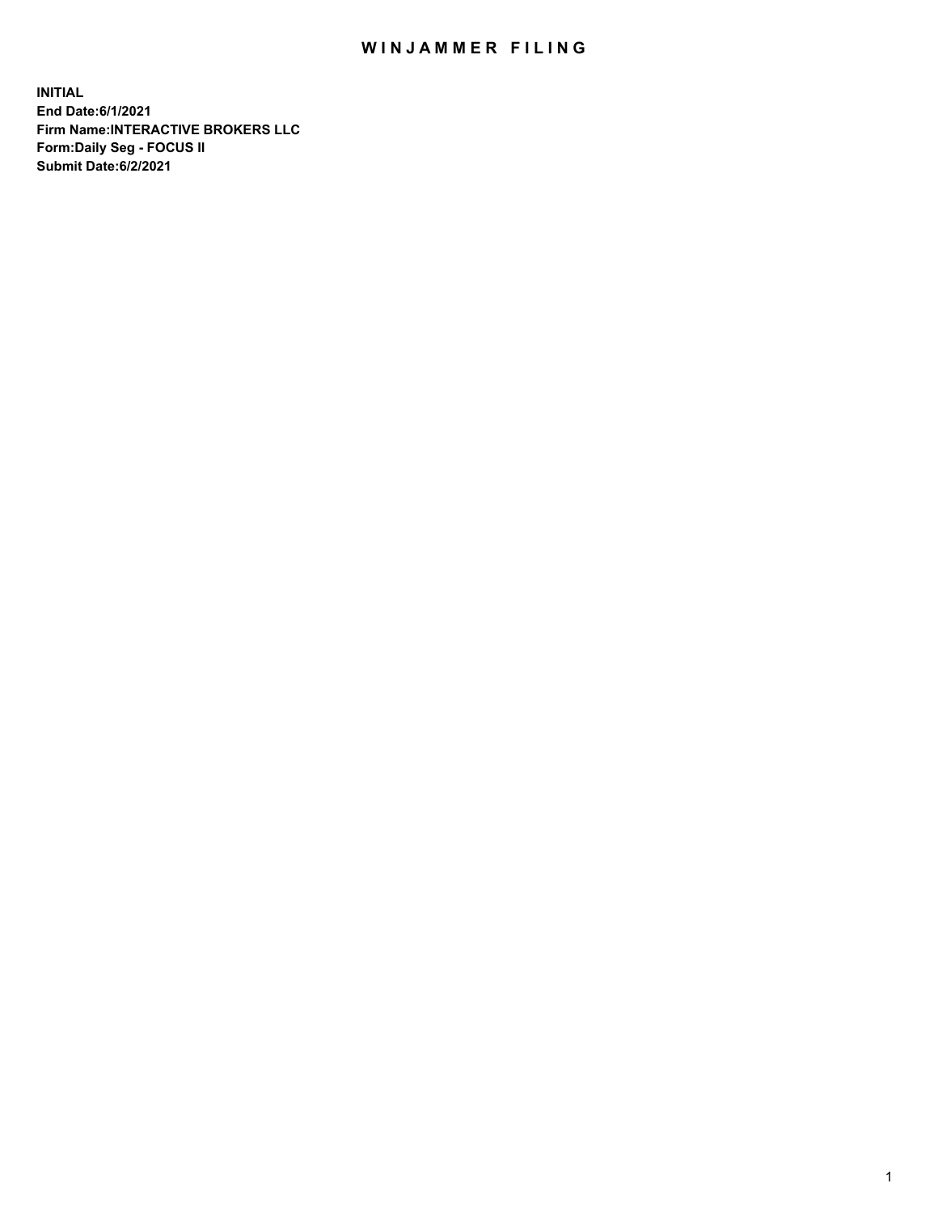# WINJAMMER FILING

**INITIAL**
**End Date:6/1/2021**
**Firm Name:INTERACTIVE BROKERS LLC**
**Form:Daily Seg - FOCUS II**
**Submit Date:6/2/2021**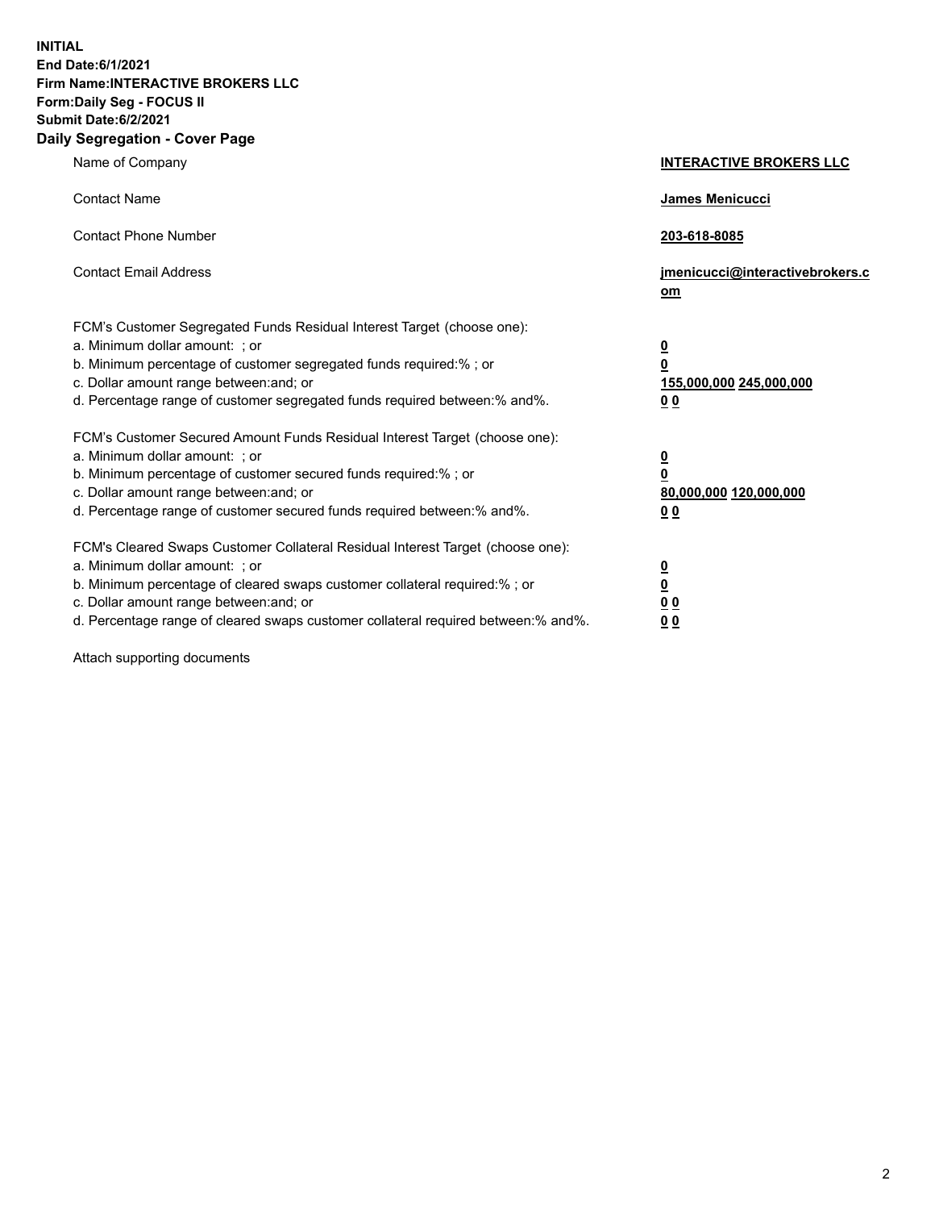**INITIAL**
**End Date:6/1/2021**
**Firm Name:INTERACTIVE BROKERS LLC**
**Form:Daily Seg - FOCUS II**
**Submit Date:6/2/2021**

## Daily Segregation - Cover Page

| | |
|---|---|
| Name of Company | **INTERACTIVE BROKERS LLC** |
| Contact Name | **James Menicucci** |
| Contact Phone Number | **203-618-8085** |
| Contact Email Address | **jmenicucci@interactivebrokers.com** |
| FCM's Customer Segregated Funds Residual Interest Target (choose one): | |
| a. Minimum dollar amount: ; or | **0** |
| b. Minimum percentage of customer segregated funds required:% ; or | **0** |
| c. Dollar amount range between:and; or | **155,000,000 245,000,000** |
| d. Percentage range of customer segregated funds required between:% and%. | **0 0** |
| FCM's Customer Secured Amount Funds Residual Interest Target (choose one): | |
| a. Minimum dollar amount: ; or | **0** |
| b. Minimum percentage of customer secured funds required:% ; or | **0** |
| c. Dollar amount range between:and; or | **80,000,000 120,000,000** |
| d. Percentage range of customer secured funds required between:% and%. | **0 0** |
| FCM's Cleared Swaps Customer Collateral Residual Interest Target (choose one): | |
| a. Minimum dollar amount: ; or | **0** |
| b. Minimum percentage of cleared swaps customer collateral required:% ; or | **0** |
| c. Dollar amount range between:and; or | **0 0** |
| d. Percentage range of cleared swaps customer collateral required between:% and%. | **0 0** |

Attach supporting documents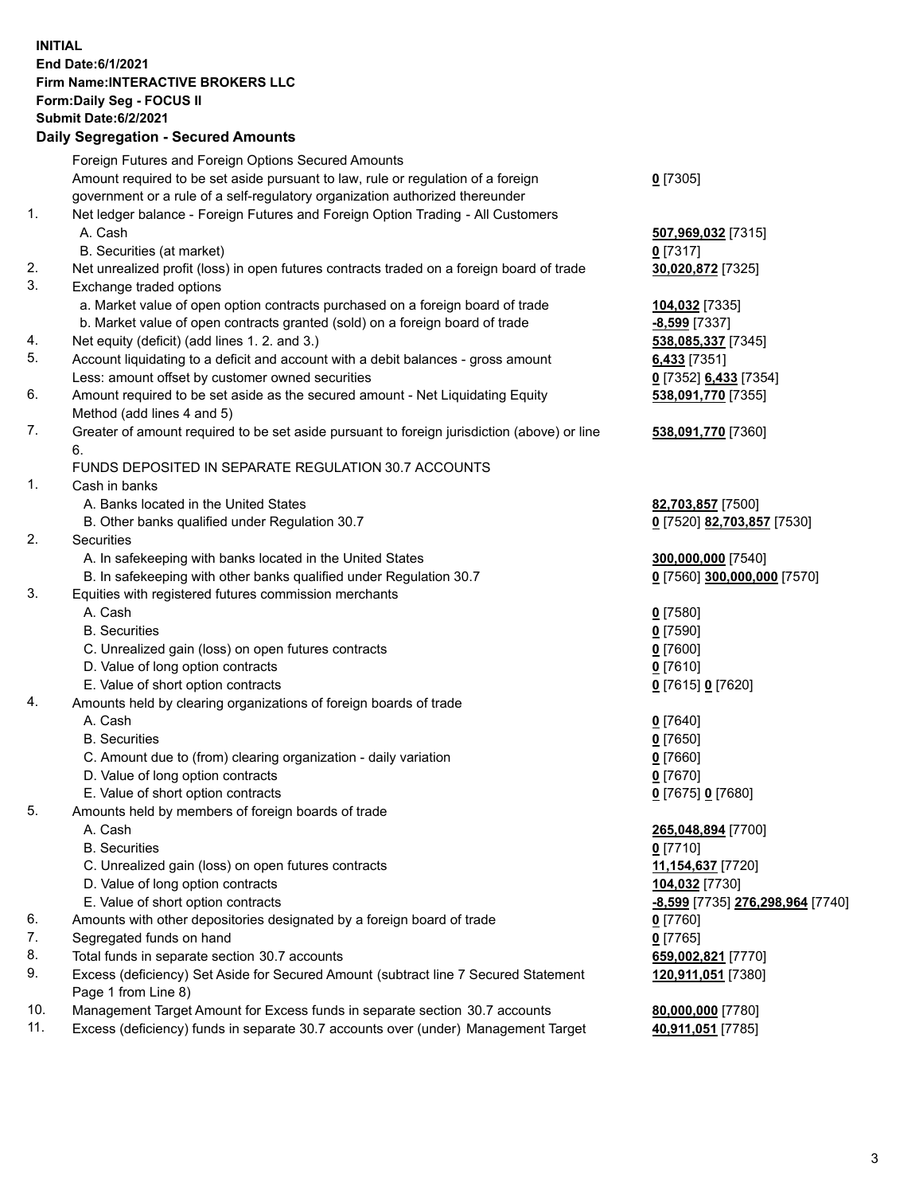**INITIAL**
**End Date:6/1/2021**
**Firm Name:INTERACTIVE BROKERS LLC**
**Form:Daily Seg - FOCUS II**
**Submit Date:6/2/2021**

## Daily Segregation - Secured Amounts

| | | |
|---|---|---|
| | Foreign Futures and Foreign Options Secured Amounts | |
| | Amount required to be set aside pursuant to law, rule or regulation of a foreign government or a rule of a self-regulatory organization authorized thereunder | **0** [7305] |
| 1. | Net ledger balance - Foreign Futures and Foreign Option Trading - All Customers | |
| | A. Cash | **507,969,032** [7315] |
| | B. Securities (at market) | **0** [7317] |
| 2. | Net unrealized profit (loss) in open futures contracts traded on a foreign board of trade | **30,020,872** [7325] |
| 3. | Exchange traded options | |
| | a. Market value of open option contracts purchased on a foreign board of trade | **104,032** [7335] |
| | b. Market value of open contracts granted (sold) on a foreign board of trade | **-8,599** [7337] |
| 4. | Net equity (deficit) (add lines 1. 2. and 3.) | **538,085,337** [7345] |
| 5. | Account liquidating to a deficit and account with a debit balances - gross amount | **6,433** [7351] |
| | Less: amount offset by customer owned securities | **0** [7352] **6,433** [7354] |
| 6. | Amount required to be set aside as the secured amount - Net Liquidating Equity Method (add lines 4 and 5) | **538,091,770** [7355] |
| 7. | Greater of amount required to be set aside pursuant to foreign jurisdiction (above) or line 6. | **538,091,770** [7360] |
| | FUNDS DEPOSITED IN SEPARATE REGULATION 30.7 ACCOUNTS | |
| 1. | Cash in banks | |
| | A. Banks located in the United States | **82,703,857** [7500] |
| | B. Other banks qualified under Regulation 30.7 | **0** [7520] **82,703,857** [7530] |
| 2. | Securities | |
| | A. In safekeeping with banks located in the United States | **300,000,000** [7540] |
| | B. In safekeeping with other banks qualified under Regulation 30.7 | **0** [7560] **300,000,000** [7570] |
| 3. | Equities with registered futures commission merchants | |
| | A. Cash | **0** [7580] |
| | B. Securities | **0** [7590] |
| | C. Unrealized gain (loss) on open futures contracts | **0** [7600] |
| | D. Value of long option contracts | **0** [7610] |
| | E. Value of short option contracts | **0** [7615] **0** [7620] |
| 4. | Amounts held by clearing organizations of foreign boards of trade | |
| | A. Cash | **0** [7640] |
| | B. Securities | **0** [7650] |
| | C. Amount due to (from) clearing organization - daily variation | **0** [7660] |
| | D. Value of long option contracts | **0** [7670] |
| | E. Value of short option contracts | **0** [7675] **0** [7680] |
| 5. | Amounts held by members of foreign boards of trade | |
| | A. Cash | **265,048,894** [7700] |
| | B. Securities | **0** [7710] |
| | C. Unrealized gain (loss) on open futures contracts | **11,154,637** [7720] |
| | D. Value of long option contracts | **104,032** [7730] |
| | E. Value of short option contracts | **-8,599** [7735] **276,298,964** [7740] |
| 6. | Amounts with other depositories designated by a foreign board of trade | **0** [7760] |
| 7. | Segregated funds on hand | **0** [7765] |
| 8. | Total funds in separate section 30.7 accounts | **659,002,821** [7770] |
| 9. | Excess (deficiency) Set Aside for Secured Amount (subtract line 7 Secured Statement Page 1 from Line 8) | **120,911,051** [7380] |
| 10. | Management Target Amount for Excess funds in separate section 30.7 accounts | **80,000,000** [7780] |
| 11. | Excess (deficiency) funds in separate 30.7 accounts over (under) Management Target | **40,911,051** [7785] |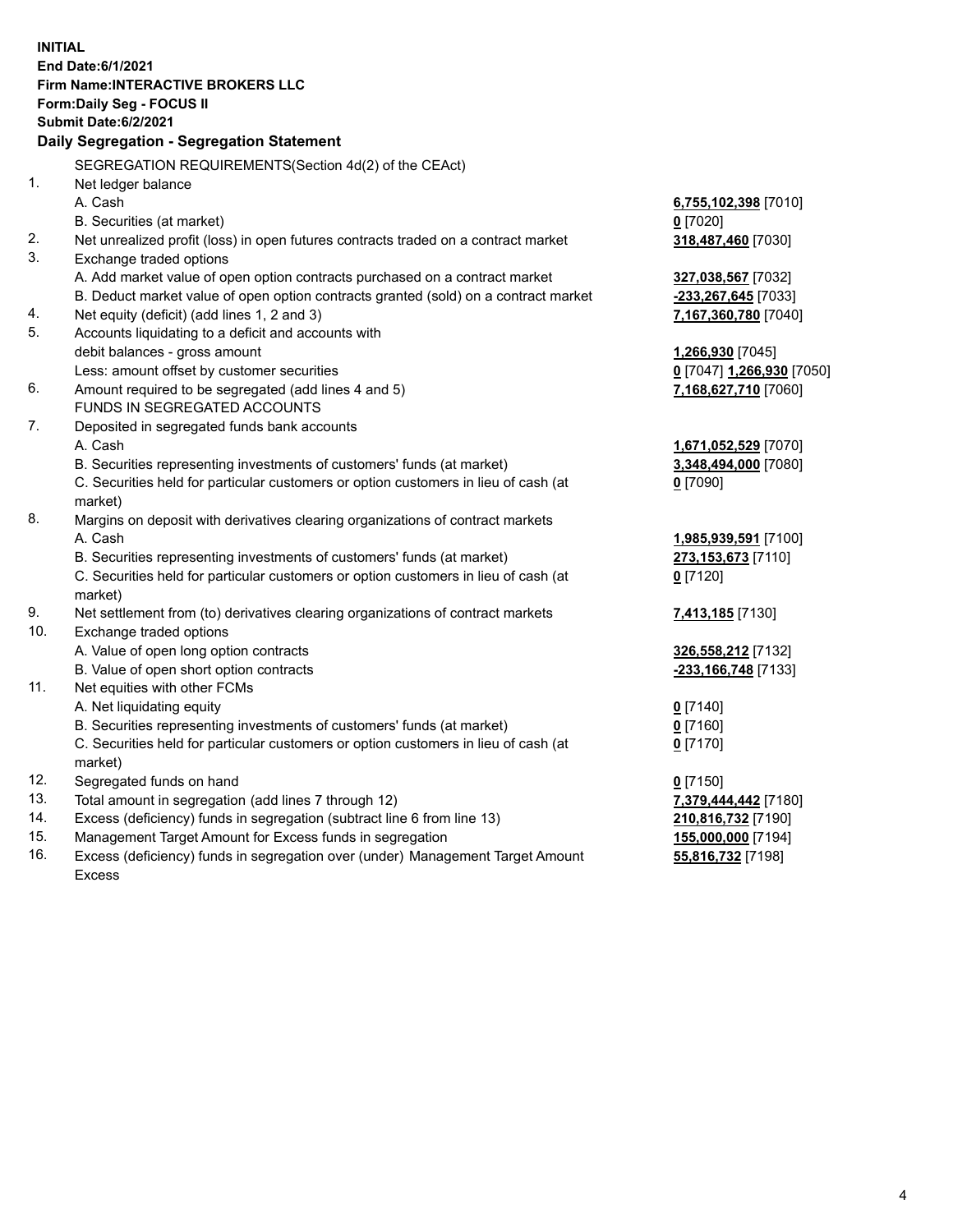**INITIAL**
**End Date:6/1/2021**
**Firm Name:INTERACTIVE BROKERS LLC**
**Form:Daily Seg - FOCUS II**
**Submit Date:6/2/2021**

### Daily Segregation - Segregation Statement

SEGREGATION REQUIREMENTS(Section 4d(2) of the CEAct)

| | | |
|---|---|---|
| 1. | Net ledger balance | |
| | A. Cash | **6,755,102,398** [7010] |
| | B. Securities (at market) | **0** [7020] |
| 2. | Net unrealized profit (loss) in open futures contracts traded on a contract market | **318,487,460** [7030] |
| 3. | Exchange traded options | |
| | A. Add market value of open option contracts purchased on a contract market | **327,038,567** [7032] |
| | B. Deduct market value of open option contracts granted (sold) on a contract market | **-233,267,645** [7033] |
| 4. | Net equity (deficit) (add lines 1, 2 and 3) | **7,167,360,780** [7040] |
| 5. | Accounts liquidating to a deficit and accounts with debit balances - gross amount | **1,266,930** [7045] |
| | Less: amount offset by customer securities | **0** [7047] **1,266,930** [7050] |
| 6. | Amount required to be segregated (add lines 4 and 5) | **7,168,627,710** [7060] |
| | FUNDS IN SEGREGATED ACCOUNTS | |
| 7. | Deposited in segregated funds bank accounts | |
| | A. Cash | **1,671,052,529** [7070] |
| | B. Securities representing investments of customers' funds (at market) | **3,348,494,000** [7080] |
| | C. Securities held for particular customers or option customers in lieu of cash (at market) | **0** [7090] |
| 8. | Margins on deposit with derivatives clearing organizations of contract markets | |
| | A. Cash | **1,985,939,591** [7100] |
| | B. Securities representing investments of customers' funds (at market) | **273,153,673** [7110] |
| | C. Securities held for particular customers or option customers in lieu of cash (at market) | **0** [7120] |
| 9. | Net settlement from (to) derivatives clearing organizations of contract markets | **7,413,185** [7130] |
| 10. | Exchange traded options | |
| | A. Value of open long option contracts | **326,558,212** [7132] |
| | B. Value of open short option contracts | **-233,166,748** [7133] |
| 11. | Net equities with other FCMs | |
| | A. Net liquidating equity | **0** [7140] |
| | B. Securities representing investments of customers' funds (at market) | **0** [7160] |
| | C. Securities held for particular customers or option customers in lieu of cash (at market) | **0** [7170] |
| 12. | Segregated funds on hand | **0** [7150] |
| 13. | Total amount in segregation (add lines 7 through 12) | **7,379,444,442** [7180] |
| 14. | Excess (deficiency) funds in segregation (subtract line 6 from line 13) | **210,816,732** [7190] |
| 15. | Management Target Amount for Excess funds in segregation | **155,000,000** [7194] |
| 16. | Excess (deficiency) funds in segregation over (under) Management Target Amount Excess | **55,816,732** [7198] |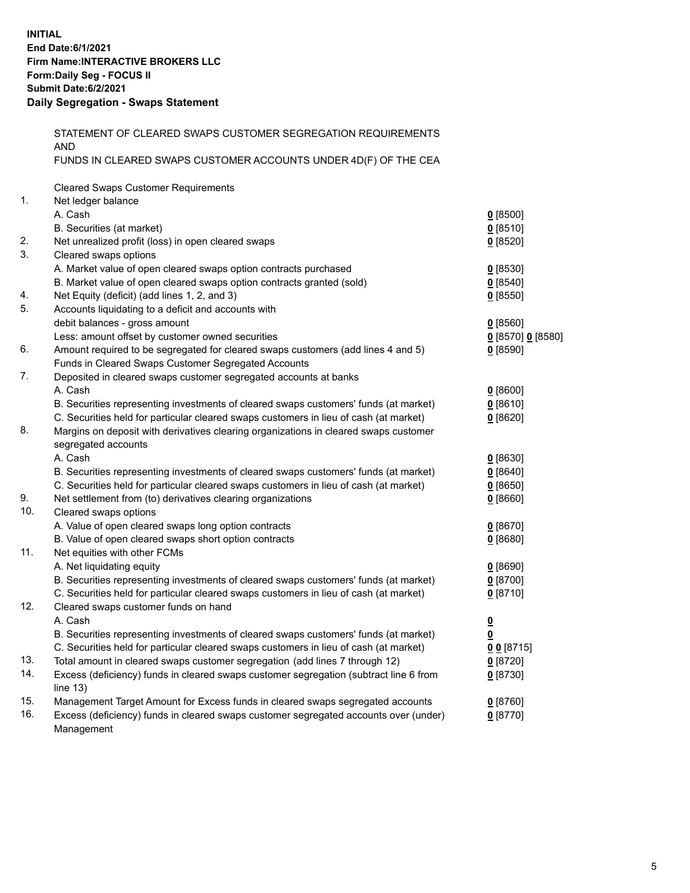**INITIAL**
**End Date:6/1/2021**
**Firm Name:INTERACTIVE BROKERS LLC**
**Form:Daily Seg - FOCUS II**
**Submit Date:6/2/2021**
**Daily Segregation - Swaps Statement**

STATEMENT OF CLEARED SWAPS CUSTOMER SEGREGATION REQUIREMENTS AND FUNDS IN CLEARED SWAPS CUSTOMER ACCOUNTS UNDER 4D(F) OF THE CEA

| | | |
|---|---|---|
| | Cleared Swaps Customer Requirements | |
| 1. | Net ledger balance | |
| | A. Cash | 0 [8500] |
| | B. Securities (at market) | 0 [8510] |
| 2. | Net unrealized profit (loss) in open cleared swaps | 0 [8520] |
| 3. | Cleared swaps options | |
| | A. Market value of open cleared swaps option contracts purchased | 0 [8530] |
| | B. Market value of open cleared swaps option contracts granted (sold) | 0 [8540] |
| 4. | Net Equity (deficit) (add lines 1, 2, and 3) | 0 [8550] |
| 5. | Accounts liquidating to a deficit and accounts with debit balances - gross amount | 0 [8560] |
| | Less: amount offset by customer owned securities | 0 [8570] 0 [8580] |
| 6. | Amount required to be segregated for cleared swaps customers (add lines 4 and 5) | 0 [8590] |
| | Funds in Cleared Swaps Customer Segregated Accounts | |
| 7. | Deposited in cleared swaps customer segregated accounts at banks | |
| | A. Cash | 0 [8600] |
| | B. Securities representing investments of cleared swaps customers' funds (at market) | 0 [8610] |
| | C. Securities held for particular cleared swaps customers in lieu of cash (at market) | 0 [8620] |
| 8. | Margins on deposit with derivatives clearing organizations in cleared swaps customer segregated accounts | |
| | A. Cash | 0 [8630] |
| | B. Securities representing investments of cleared swaps customers' funds (at market) | 0 [8640] |
| | C. Securities held for particular cleared swaps customers in lieu of cash (at market) | 0 [8650] |
| 9. | Net settlement from (to) derivatives clearing organizations | 0 [8660] |
| 10. | Cleared swaps options | |
| | A. Value of open cleared swaps long option contracts | 0 [8670] |
| | B. Value of open cleared swaps short option contracts | 0 [8680] |
| 11. | Net equities with other FCMs | |
| | A. Net liquidating equity | 0 [8690] |
| | B. Securities representing investments of cleared swaps customers' funds (at market) | 0 [8700] |
| | C. Securities held for particular cleared swaps customers in lieu of cash (at market) | 0 [8710] |
| 12. | Cleared swaps customer funds on hand | |
| | A. Cash | 0 |
| | B. Securities representing investments of cleared swaps customers' funds (at market) | 0 |
| | C. Securities held for particular cleared swaps customers in lieu of cash (at market) | 0 0 [8715] |
| 13. | Total amount in cleared swaps customer segregation (add lines 7 through 12) | 0 [8720] |
| 14. | Excess (deficiency) funds in cleared swaps customer segregation (subtract line 6 from line 13) | 0 [8730] |
| 15. | Management Target Amount for Excess funds in cleared swaps segregated accounts | 0 [8760] |
| 16. | Excess (deficiency) funds in cleared swaps customer segregated accounts over (under) Management | 0 [8770] |